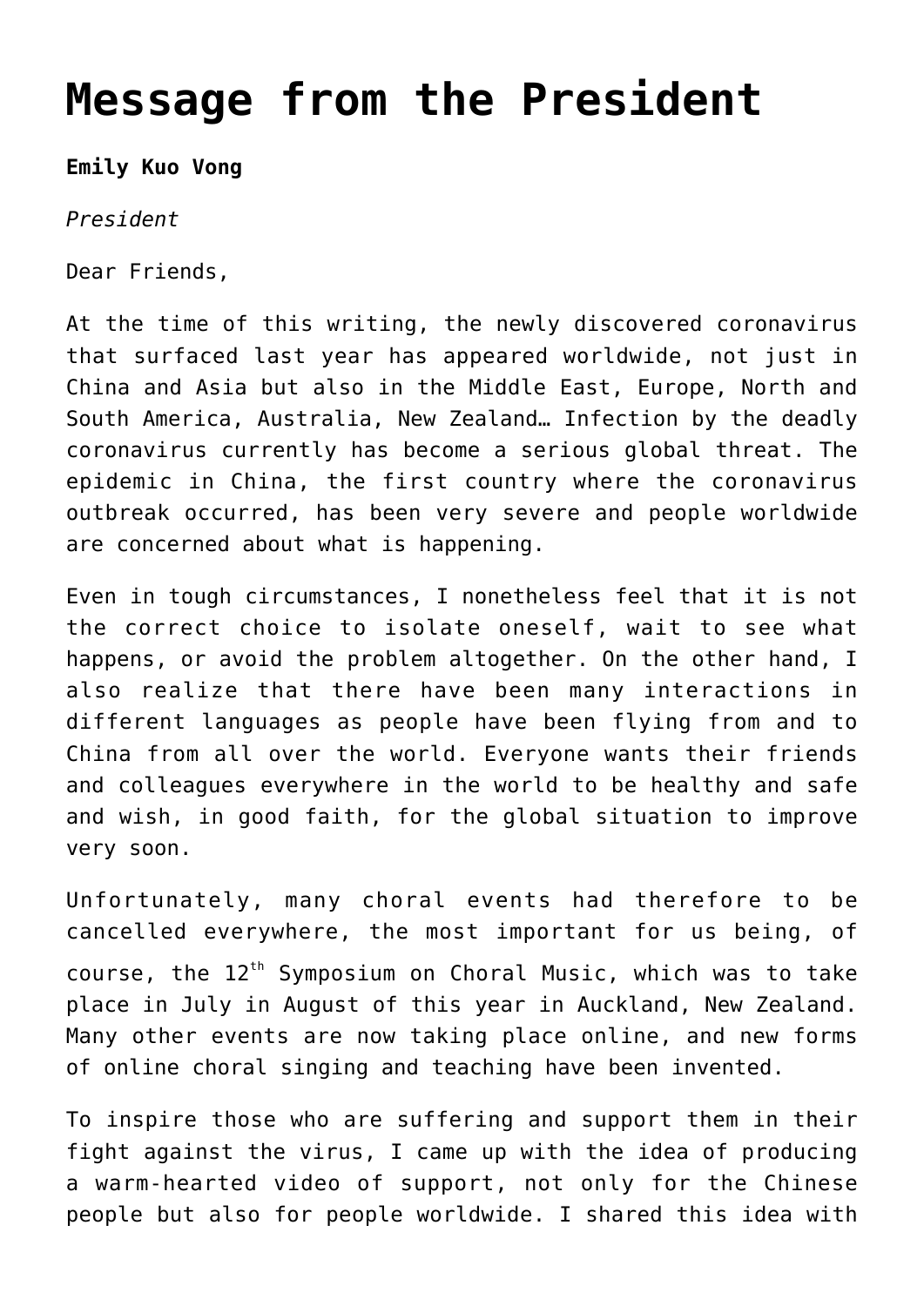# Message from the President

**Emily Kuo Vong**

*President*

Dear Friends,

At the time of this writing, the newly discovered coronavirus that surfaced last year has appeared worldwide, not just in China and Asia but also in the Middle East, Europe, North and South America, Australia, New Zealand… Infection by the deadly coronavirus currently has become a serious global threat. The epidemic in China, the first country where the coronavirus outbreak occurred, has been very severe and people worldwide are concerned about what is happening.

Even in tough circumstances, I nonetheless feel that it is not the correct choice to isolate oneself, wait to see what happens, or avoid the problem altogether. On the other hand, I also realize that there have been many interactions in different languages as people have been flying from and to China from all over the world. Everyone wants their friends and colleagues everywhere in the world to be healthy and safe and wish, in good faith, for the global situation to improve very soon.

Unfortunately, many choral events had therefore to be cancelled everywhere, the most important for us being, of course, the 12th Symposium on Choral Music, which was to take place in July in August of this year in Auckland, New Zealand. Many other events are now taking place online, and new forms of online choral singing and teaching have been invented.

To inspire those who are suffering and support them in their fight against the virus, I came up with the idea of producing a warm-hearted video of support, not only for the Chinese people but also for people worldwide. I shared this idea with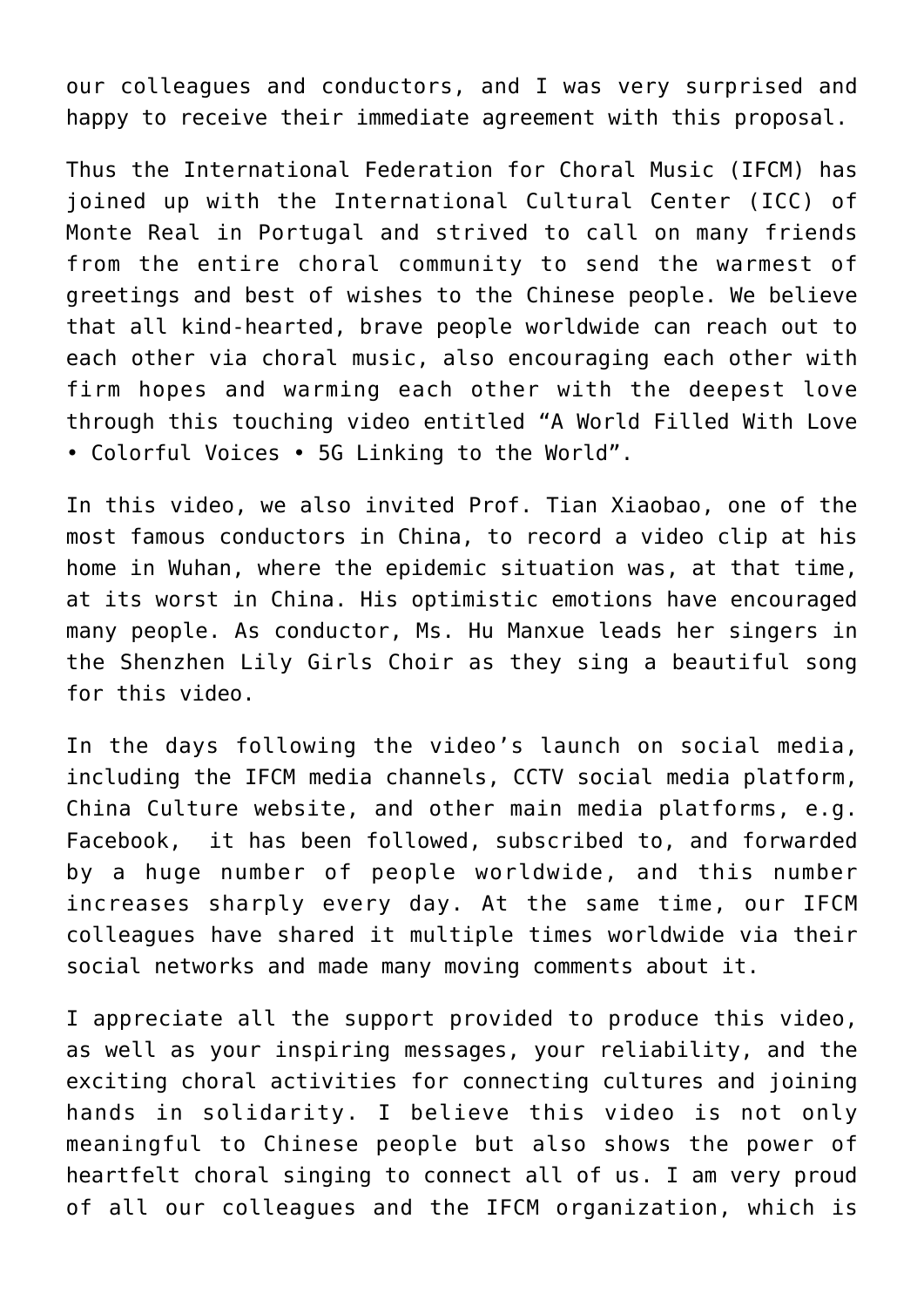our colleagues and conductors, and I was very surprised and happy to receive their immediate agreement with this proposal.

Thus the International Federation for Choral Music (IFCM) has joined up with the International Cultural Center (ICC) of Monte Real in Portugal and strived to call on many friends from the entire choral community to send the warmest of greetings and best of wishes to the Chinese people. We believe that all kind-hearted, brave people worldwide can reach out to each other via choral music, also encouraging each other with firm hopes and warming each other with the deepest love through this touching video entitled “A World Filled With Love • Colorful Voices • 5G Linking to the World”.

In this video, we also invited Prof. Tian Xiaobao, one of the most famous conductors in China, to record a video clip at his home in Wuhan, where the epidemic situation was, at that time, at its worst in China. His optimistic emotions have encouraged many people. As conductor, Ms. Hu Manxue leads her singers in the Shenzhen Lily Girls Choir as they sing a beautiful song for this video.

In the days following the video’s launch on social media, including the IFCM media channels, CCTV social media platform, China Culture website, and other main media platforms, e.g. Facebook, it has been followed, subscribed to, and forwarded by a huge number of people worldwide, and this number increases sharply every day. At the same time, our IFCM colleagues have shared it multiple times worldwide via their social networks and made many moving comments about it.

I appreciate all the support provided to produce this video, as well as your inspiring messages, your reliability, and the exciting choral activities for connecting cultures and joining hands in solidarity. I believe this video is not only meaningful to Chinese people but also shows the power of heartfelt choral singing to connect all of us. I am very proud of all our colleagues and the IFCM organization, which is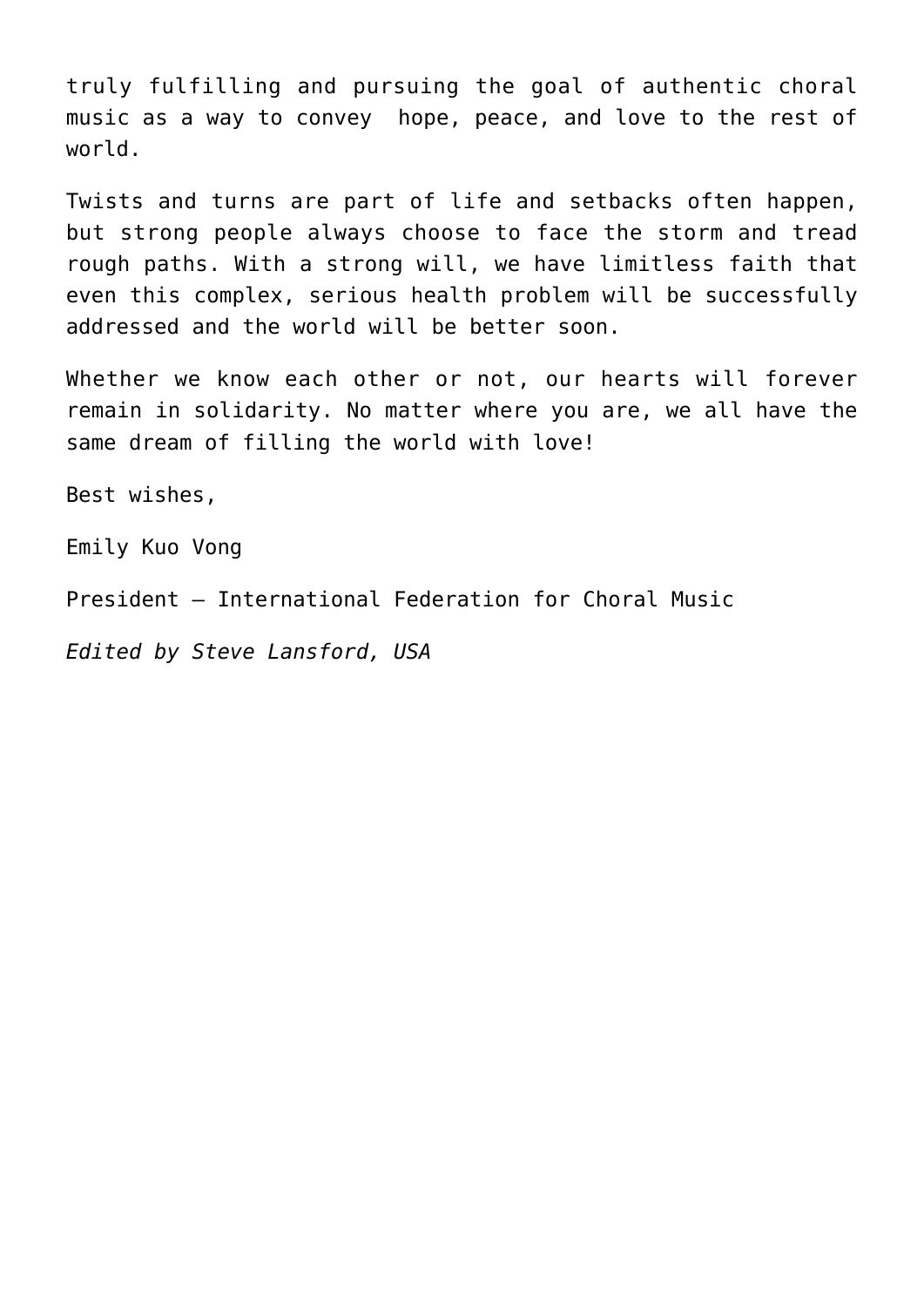truly fulfilling and pursuing the goal of authentic choral music as a way to convey  hope, peace, and love to the rest of world.

Twists and turns are part of life and setbacks often happen, but strong people always choose to face the storm and tread rough paths. With a strong will, we have limitless faith that even this complex, serious health problem will be successfully addressed and the world will be better soon.

Whether we know each other or not, our hearts will forever remain in solidarity. No matter where you are, we all have the same dream of filling the world with love!

Best wishes,

Emily Kuo Vong

President – International Federation for Choral Music

*Edited by Steve Lansford, USA*